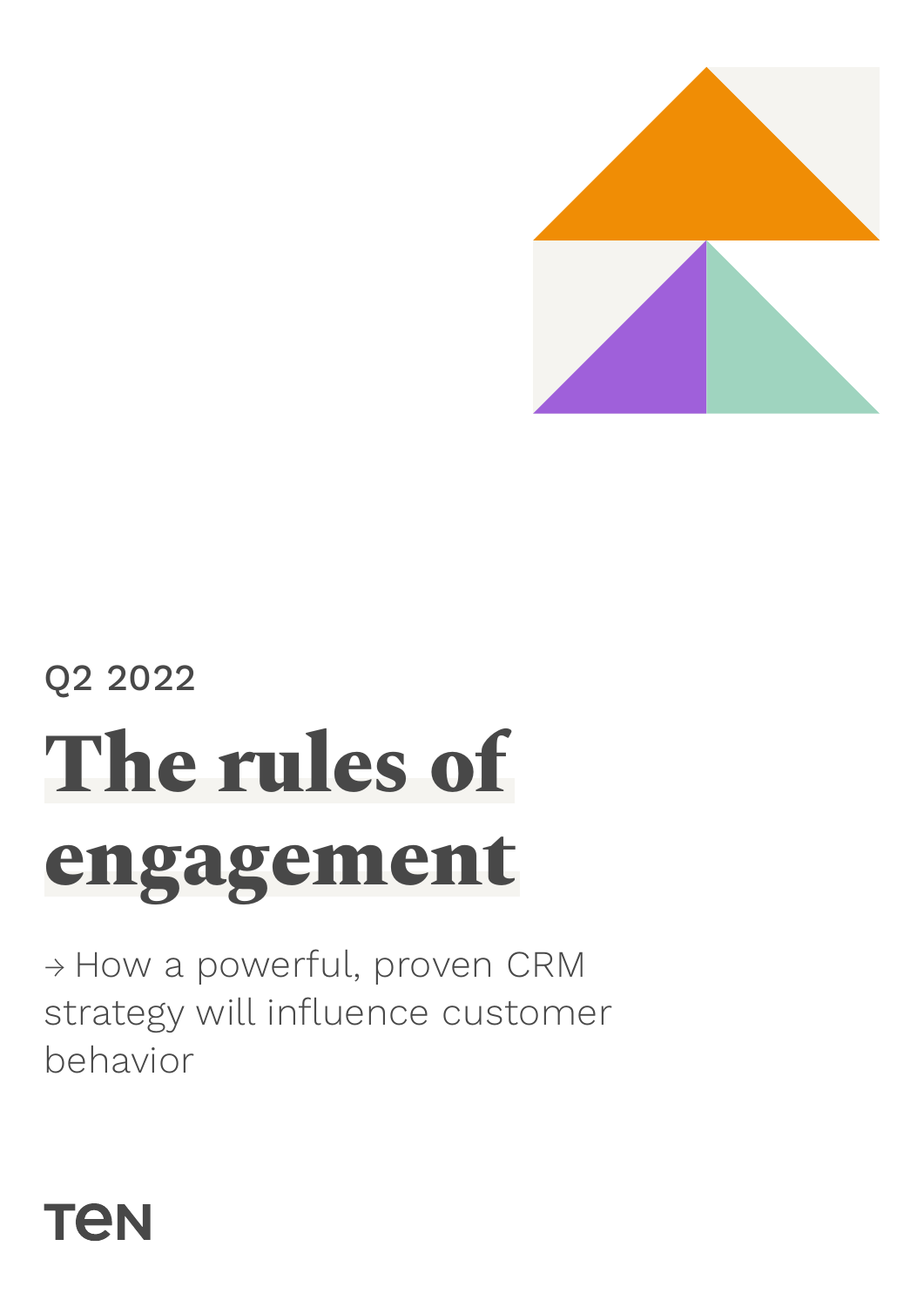Q2 2022

# The rules of engagement

→ How a powerful, proven CRM strategy will influence customer behavior

TEN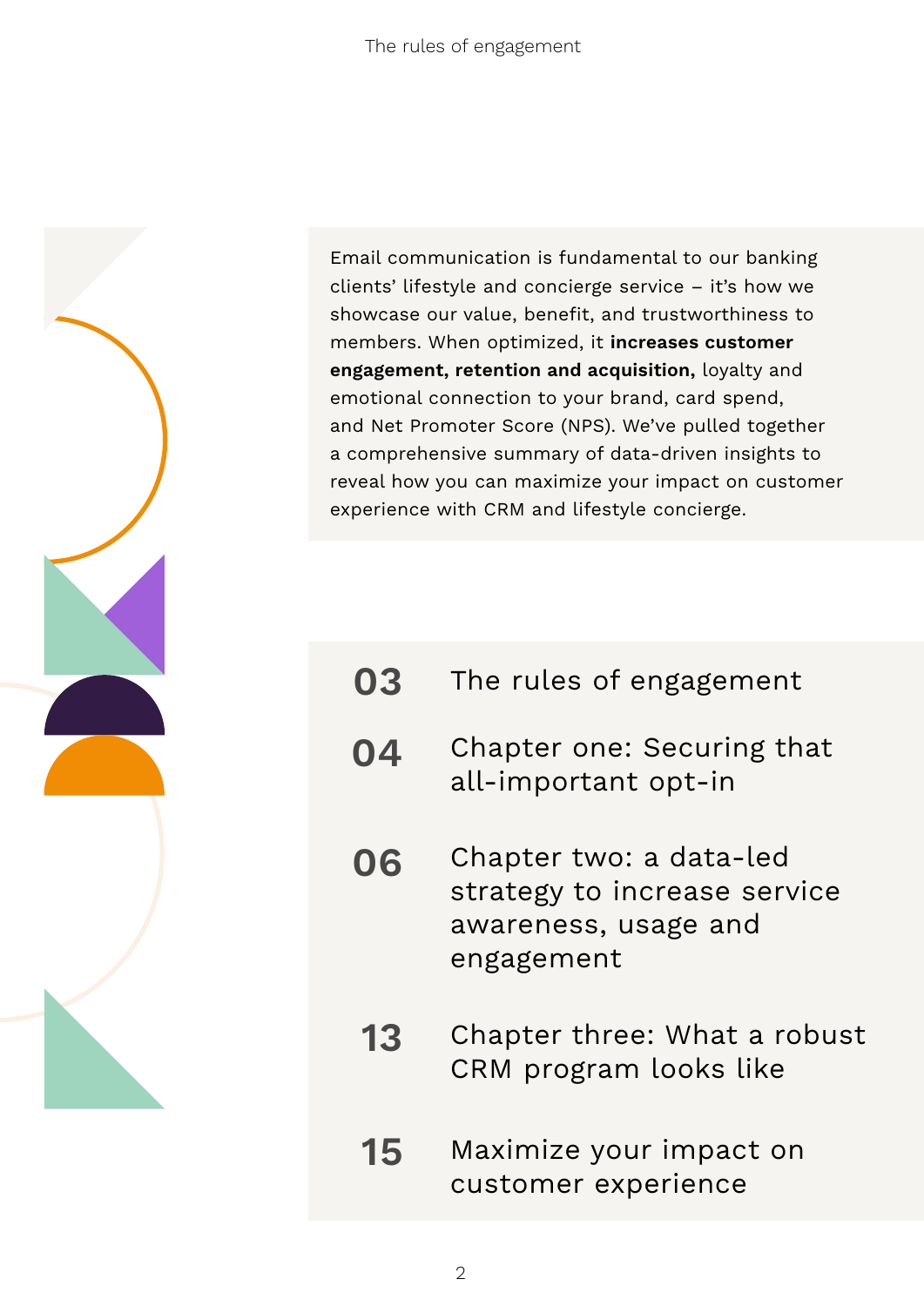Email communication is fundamental to our banking clients' lifestyle and concierge service – it's how we showcase our value, benefit, and trustworthiness to members. When optimized, it **increases customer engagement, retention and acquisition,** loyalty and emotional connection to your brand, card spend, and Net Promoter Score (NPS). We've pulled together a comprehensive summary of data-driven insights to reveal how you can maximize your impact on customer experience with CRM and lifestyle concierge.

| | |
|---|---|
| **03** | The rules of engagement |
| **04** | Chapter one: Securing that all-important opt-in |
| **06** | Chapter two: a data-led strategy to increase service awareness, usage and engagement |
| **13** | Chapter three: What a robust CRM program looks like |
| **15** | Maximize your impact on customer experience |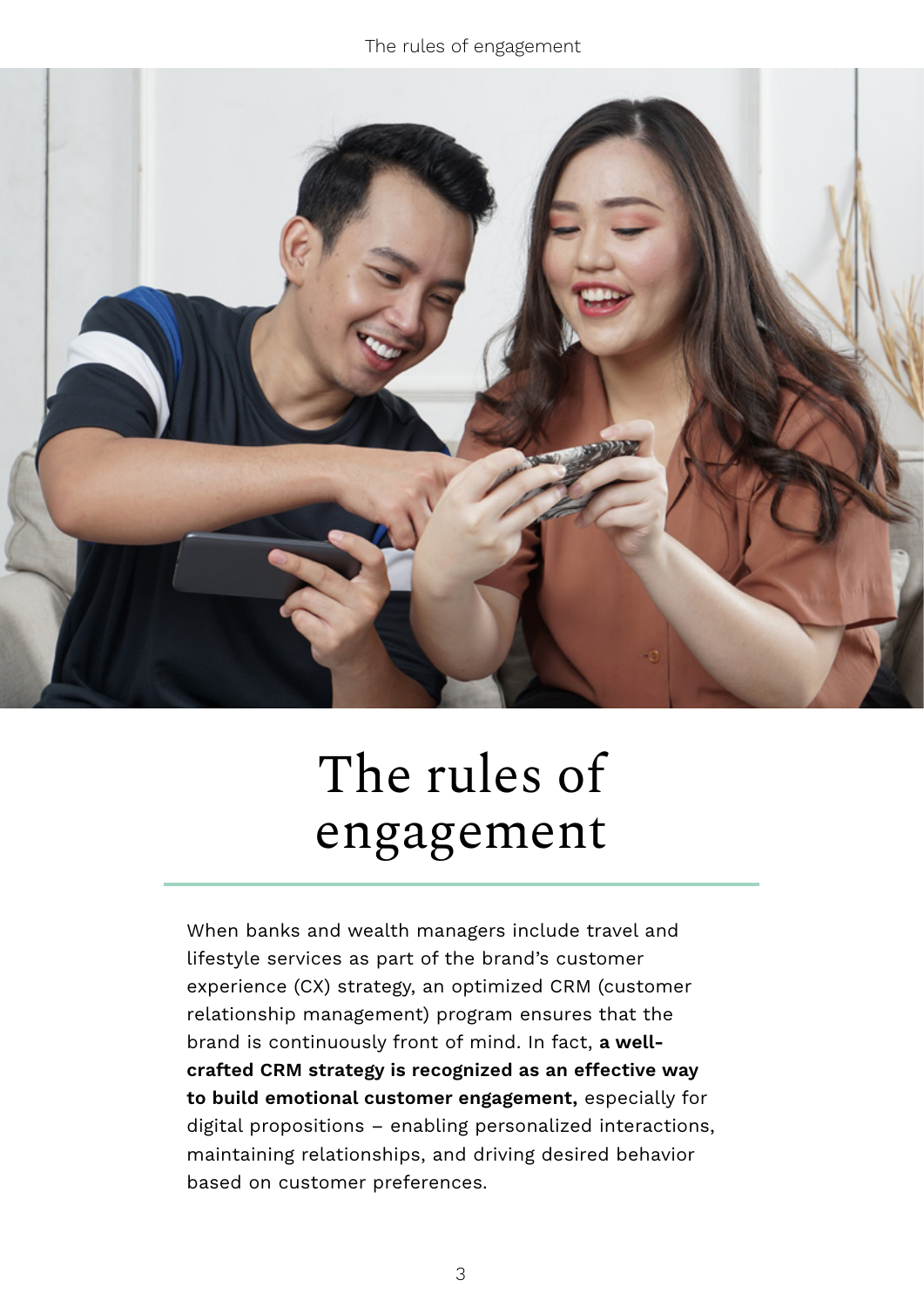# The rules of engagement

When banks and wealth managers include travel and lifestyle services as part of the brand's customer experience (CX) strategy, an optimized CRM (customer relationship management) program ensures that the brand is continuously front of mind. In fact, **a well-crafted CRM strategy is recognized as an effective way to build emotional customer engagement,** especially for digital propositions – enabling personalized interactions, maintaining relationships, and driving desired behavior based on customer preferences.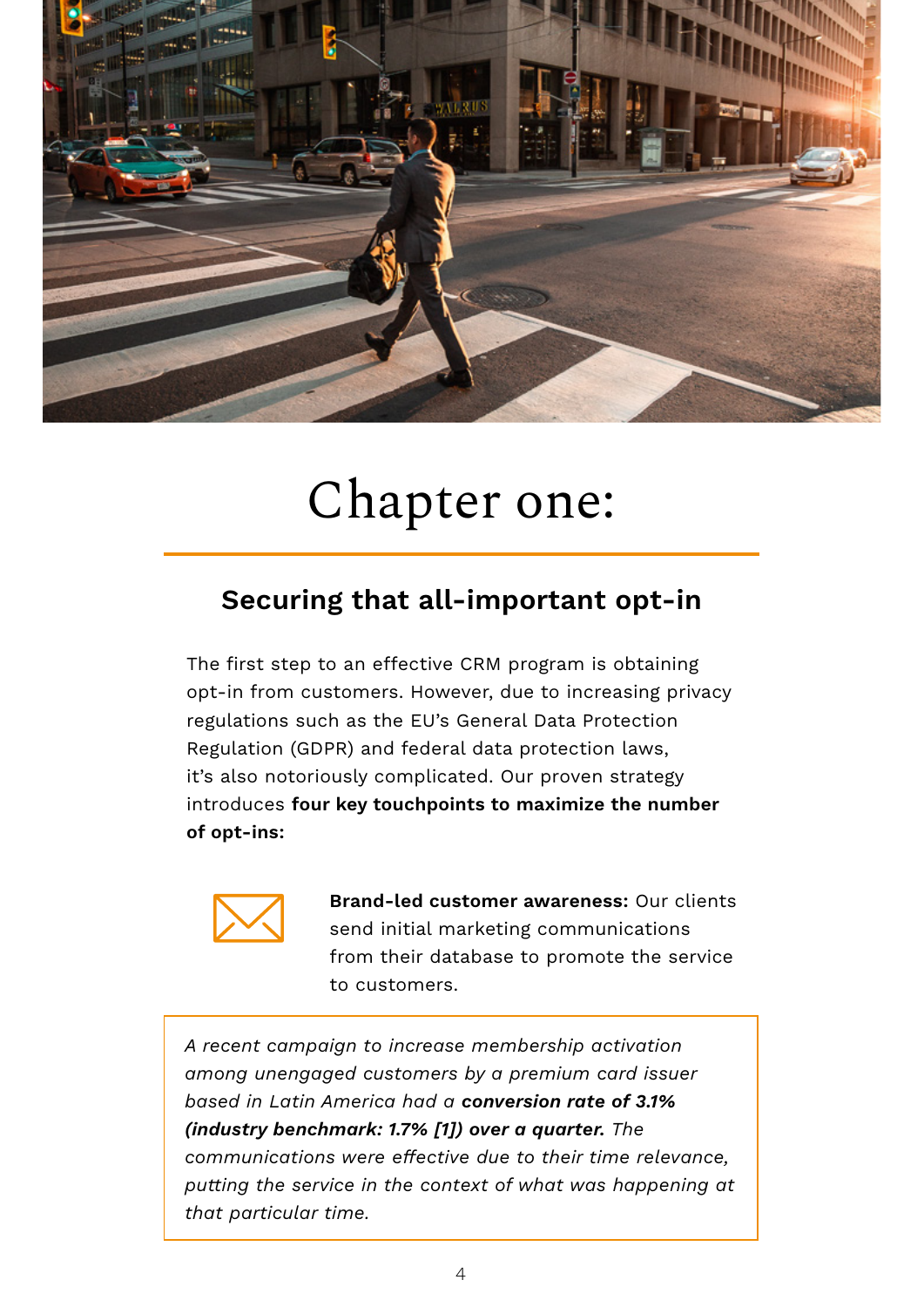# Chapter one:

## Securing that all-important opt-in

The first step to an effective CRM program is obtaining opt-in from customers. However, due to increasing privacy regulations such as the EU's General Data Protection Regulation (GDPR) and federal data protection laws, it's also notoriously complicated. Our proven strategy introduces **four key touchpoints to maximize the number of opt-ins:**

**Brand-led customer awareness:** Our clients send initial marketing communications from their database to promote the service to customers.

> *A recent campaign to increase membership activation among unengaged customers by a premium card issuer based in Latin America had a **conversion rate of 3.1% (industry benchmark: 1.7% [1]) over a quarter.** The communications were effective due to their time relevance, putting the service in the context of what was happening at that particular time.*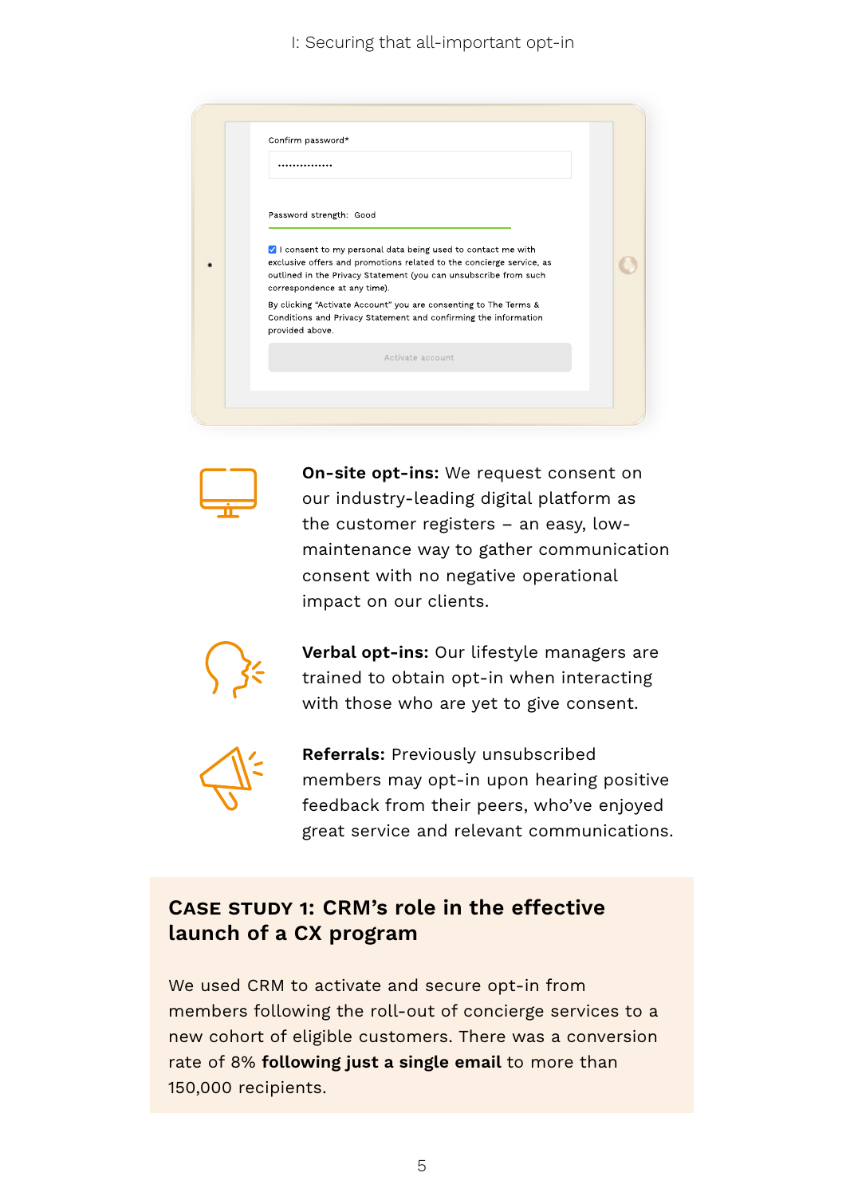## I: Securing that all-important opt-in

**On-site opt-ins:** We request consent on our industry-leading digital platform as the customer registers – an easy, low-maintenance way to gather communication consent with no negative operational impact on our clients.

**Verbal opt-ins:** Our lifestyle managers are trained to obtain opt-in when interacting with those who are yet to give consent.

**Referrals:** Previously unsubscribed members may opt-in upon hearing positive feedback from their peers, who've enjoyed great service and relevant communications.

### CASE STUDY 1: CRM's role in the effective launch of a CX program

We used CRM to activate and secure opt-in from members following the roll-out of concierge services to a new cohort of eligible customers. There was a conversion rate of 8% **following just a single email** to more than 150,000 recipients.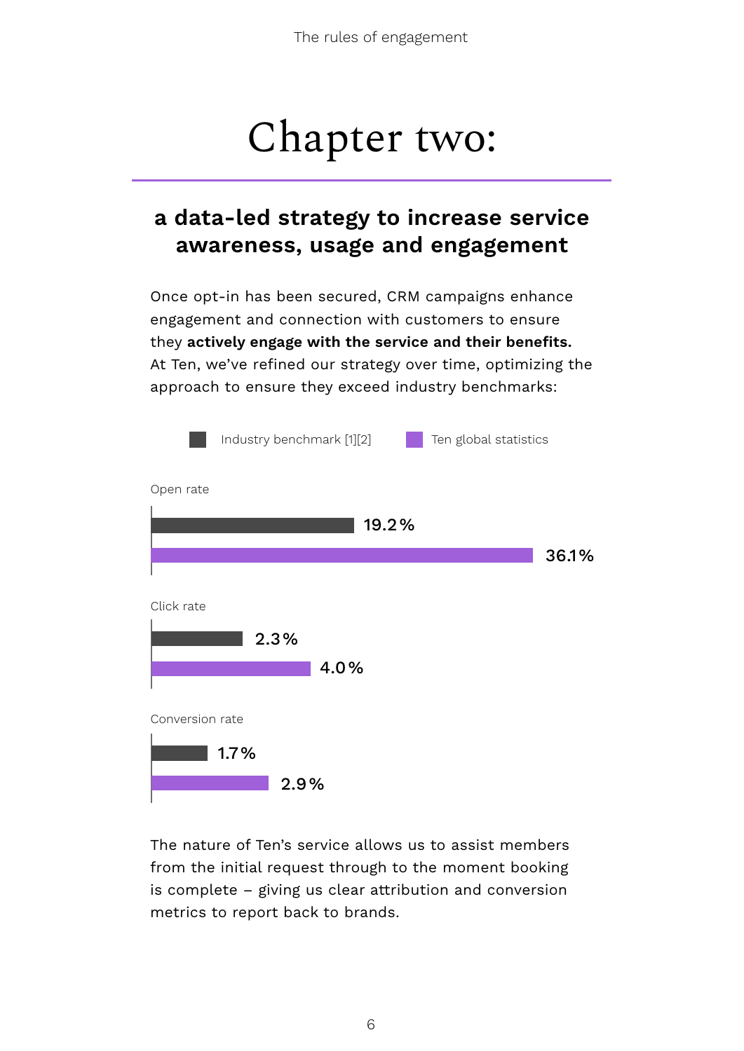# Chapter two:

## a data-led strategy to increase service awareness, usage and engagement

Once opt-in has been secured, CRM campaigns enhance engagement and connection with customers to ensure they **actively engage with the service and their benefits.** At Ten, we've refined our strategy over time, optimizing the approach to ensure they exceed industry benchmarks:

Industry benchmark [1][2]
Ten global statistics

Open rate
19.2%
36.1%

Click rate
2.3%
4.0%

Conversion rate
1.7%
2.9%

The nature of Ten's service allows us to assist members from the initial request through to the moment booking is complete – giving us clear attribution and conversion metrics to report back to brands.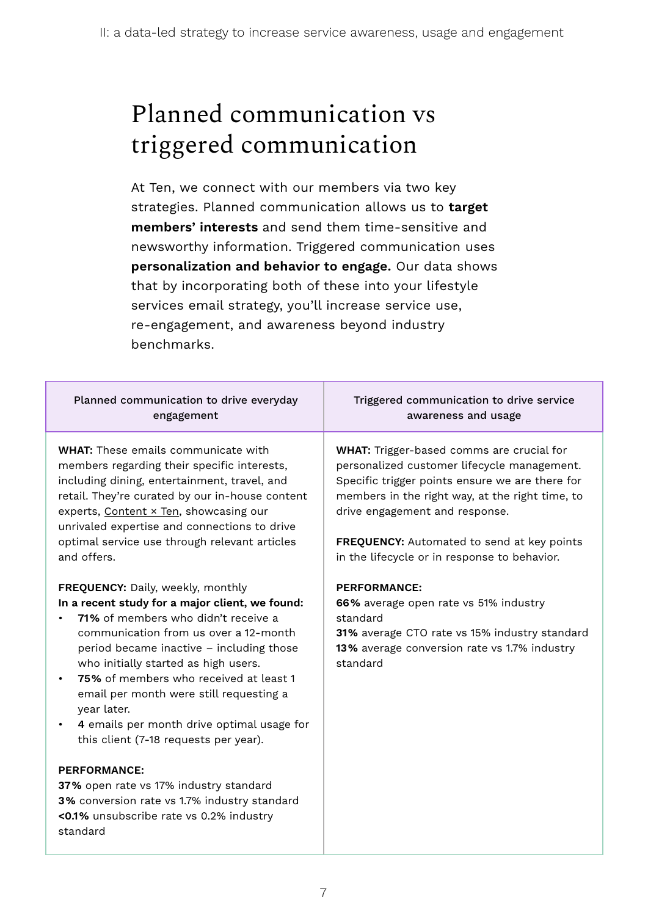# Planned communication vs triggered communication

At Ten, we connect with our members via two key strategies. Planned communication allows us to **target members' interests** and send them time-sensitive and newsworthy information. Triggered communication uses **personalization and behavior to engage.** Our data shows that by incorporating both of these into your lifestyle services email strategy, you'll increase service use, re-engagement, and awareness beyond industry benchmarks.

| Planned communication to drive everyday engagement | Triggered communication to drive service awareness and usage |
| --- | --- |
| **WHAT:** These emails communicate with members regarding their specific interests, including dining, entertainment, travel, and retail. They're curated by our in-house content experts, Content × Ten, showcasing our unrivaled expertise and connections to drive optimal service use through relevant articles and offers.<br><br>**FREQUENCY:** Daily, weekly, monthly<br>**In a recent study for a major client, we found:**<br>• **71%** of members who didn't receive a communication from us over a 12-month period became inactive – including those who initially started as high users.<br>• **75%** of members who received at least 1 email per month were still requesting a year later.<br>• **4** emails per month drive optimal usage for this client (7-18 requests per year).<br><br>**PERFORMANCE:**<br>**37%** open rate vs 17% industry standard<br>**3%** conversion rate vs 1.7% industry standard<br>**<0.1%** unsubscribe rate vs 0.2% industry standard | **WHAT:** Trigger-based comms are crucial for personalized customer lifecycle management. Specific trigger points ensure we are there for members in the right way, at the right time, to drive engagement and response.<br><br>**FREQUENCY:** Automated to send at key points in the lifecycle or in response to behavior.<br><br>**PERFORMANCE:**<br>**66%** average open rate vs 51% industry standard<br>**31%** average CTO rate vs 15% industry standard<br>**13%** average conversion rate vs 1.7% industry standard |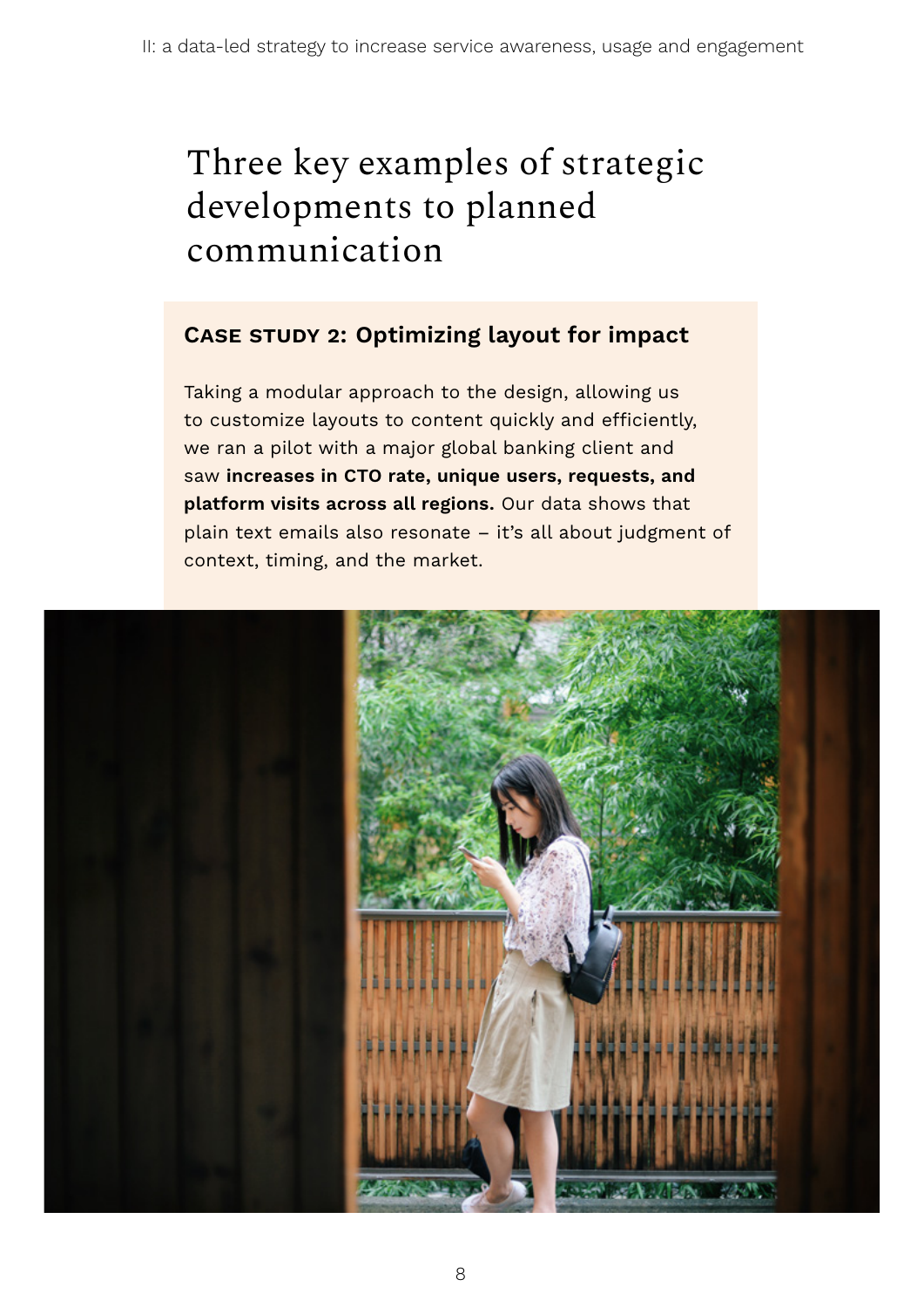# Three key examples of strategic developments to planned communication

### CASE STUDY 2: Optimizing layout for impact

Taking a modular approach to the design, allowing us to customize layouts to content quickly and efficiently, we ran a pilot with a major global banking client and saw **increases in CTO rate, unique users, requests, and platform visits across all regions.** Our data shows that plain text emails also resonate – it's all about judgment of context, timing, and the market.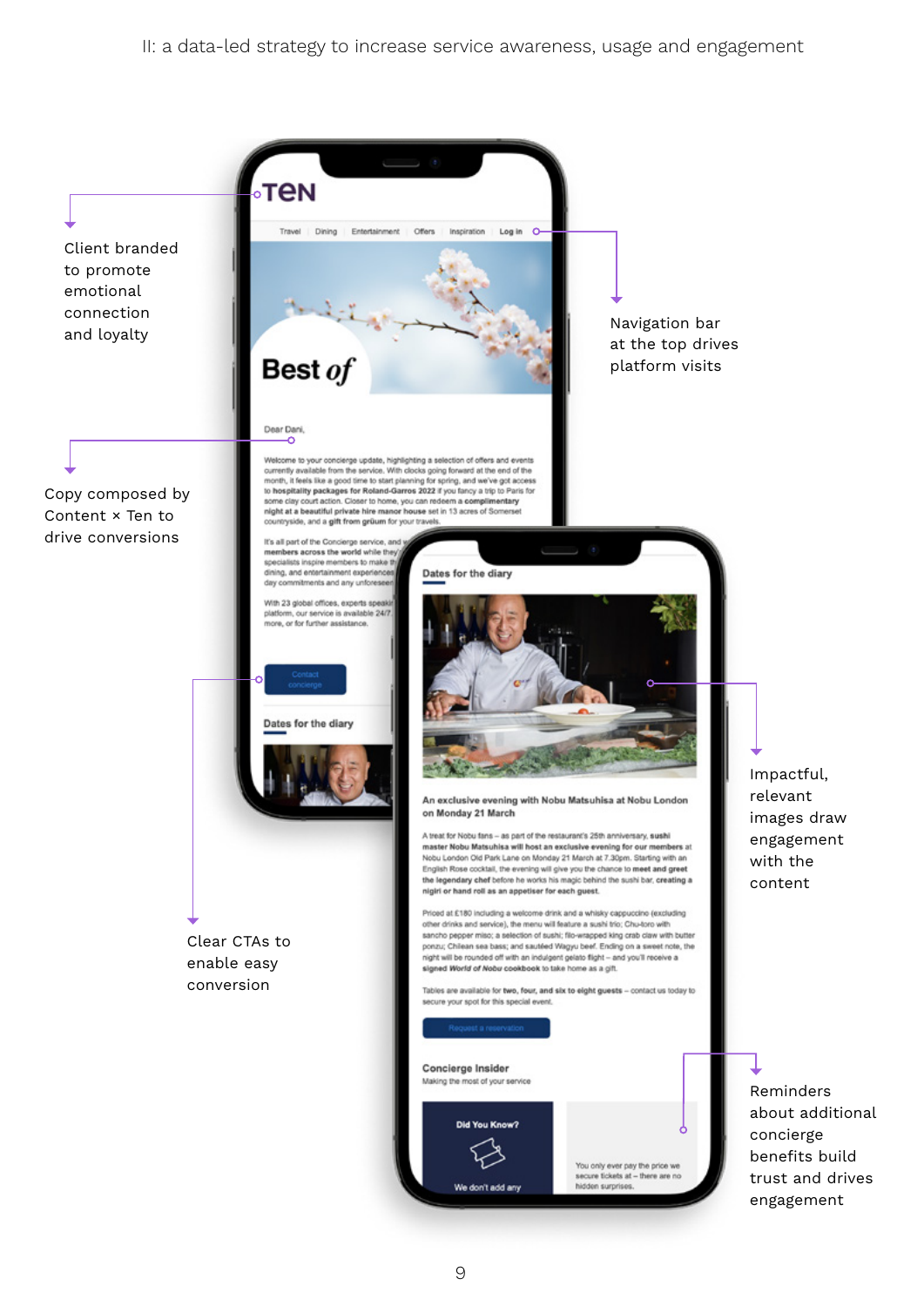II: a data-led strategy to increase service awareness, usage and engagement

Client branded to promote emotional connection and loyalty

Navigation bar at the top drives platform visits

Copy composed by Content × Ten to drive conversions

Impactful, relevant images draw engagement with the content

Clear CTAs to enable easy conversion

Reminders about additional concierge benefits build trust and drives engagement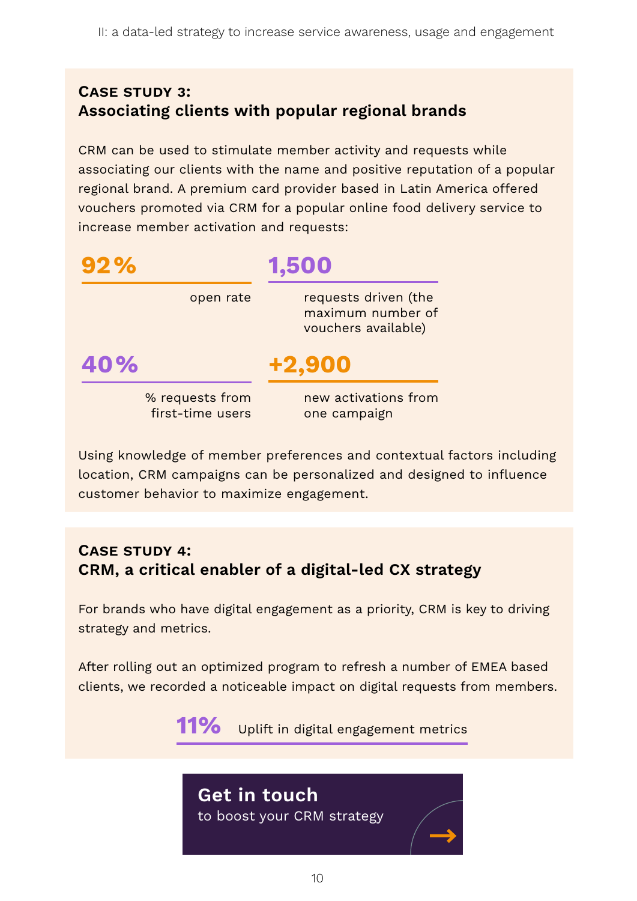## Case study 3: Associating clients with popular regional brands

CRM can be used to stimulate member activity and requests while associating our clients with the name and positive reputation of a popular regional brand. A premium card provider based in Latin America offered vouchers promoted via CRM for a popular online food delivery service to increase member activation and requests:

**92%**
open rate

**1,500**
requests driven (the maximum number of vouchers available)

**40%**
% requests from first-time users

**+2,900**
new activations from one campaign

Using knowledge of member preferences and contextual factors including location, CRM campaigns can be personalized and designed to influence customer behavior to maximize engagement.

## Case study 4: CRM, a critical enabler of a digital-led CX strategy

For brands who have digital engagement as a priority, CRM is key to driving strategy and metrics.

After rolling out an optimized program to refresh a number of EMEA based clients, we recorded a noticeable impact on digital requests from members.

**11%** Uplift in digital engagement metrics

**Get in touch**
to boost your CRM strategy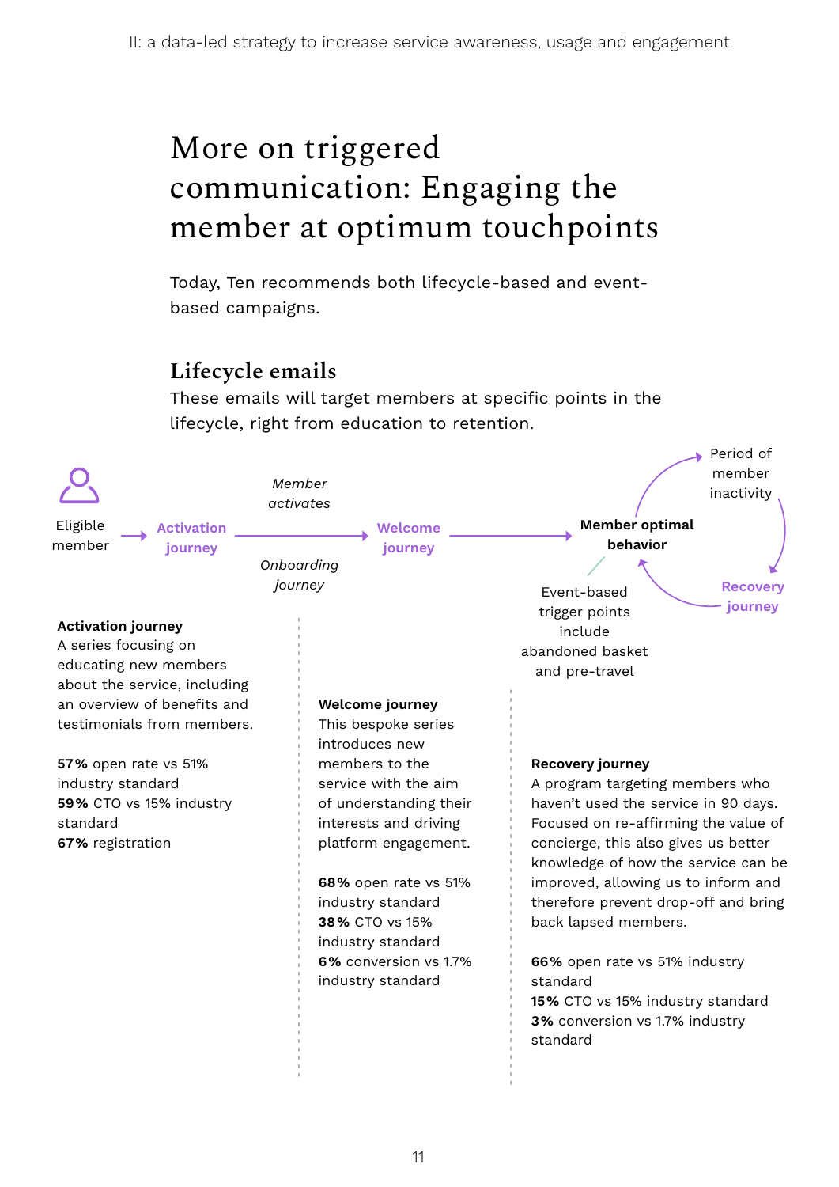# More on triggered communication: Engaging the member at optimum touchpoints

Today, Ten recommends both lifecycle-based and event-based campaigns.

## Lifecycle emails

These emails will target members at specific points in the lifecycle, right from education to retention.

Eligible member
Activation journey
*Member activates*
*Onboarding journey*
Welcome journey
**Member optimal behavior**
Period of member inactivity
Recovery journey
Event-based trigger points include abandoned basket and pre-travel

**Activation journey**
A series focusing on educating new members about the service, including an overview of benefits and testimonials from members.

**57%** open rate vs 51% industry standard
**59%** CTO vs 15% industry standard
**67%** registration

**Welcome journey**
This bespoke series introduces new members to the service with the aim of understanding their interests and driving platform engagement.

**68%** open rate vs 51% industry standard
**38%** CTO vs 15% industry standard
**6%** conversion vs 1.7% industry standard

**Recovery journey**
A program targeting members who haven't used the service in 90 days. Focused on re-affirming the value of concierge, this also gives us better knowledge of how the service can be improved, allowing us to inform and therefore prevent drop-off and bring back lapsed members.

**66%** open rate vs 51% industry standard
**15%** CTO vs 15% industry standard
**3%** conversion vs 1.7% industry standard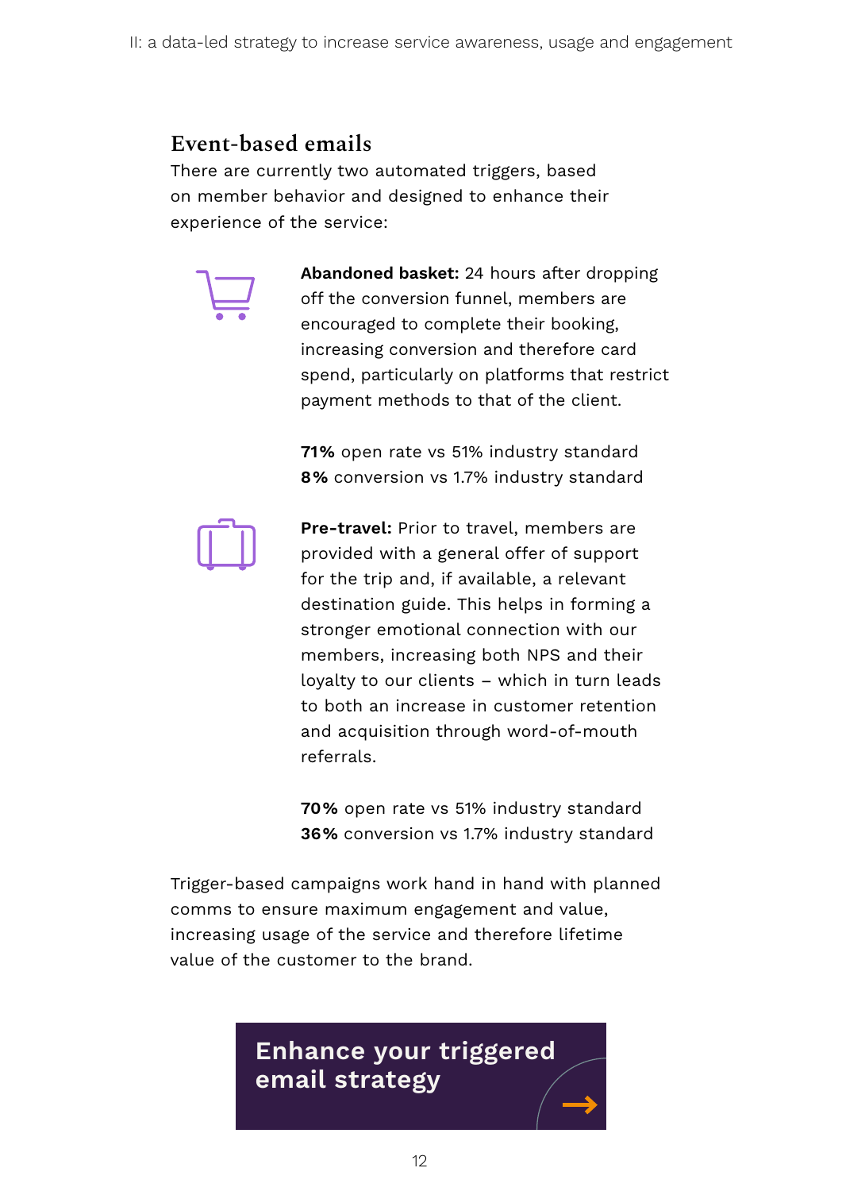## Event-based emails

There are currently two automated triggers, based on member behavior and designed to enhance their experience of the service:

**Abandoned basket:** 24 hours after dropping off the conversion funnel, members are encouraged to complete their booking, increasing conversion and therefore card spend, particularly on platforms that restrict payment methods to that of the client.

**71%** open rate vs 51% industry standard
**8%** conversion vs 1.7% industry standard

**Pre-travel:** Prior to travel, members are provided with a general offer of support for the trip and, if available, a relevant destination guide. This helps in forming a stronger emotional connection with our members, increasing both NPS and their loyalty to our clients – which in turn leads to both an increase in customer retention and acquisition through word-of-mouth referrals.

**70%** open rate vs 51% industry standard
**36%** conversion vs 1.7% industry standard

Trigger-based campaigns work hand in hand with planned comms to ensure maximum engagement and value, increasing usage of the service and therefore lifetime value of the customer to the brand.

**Enhance your triggered email strategy** →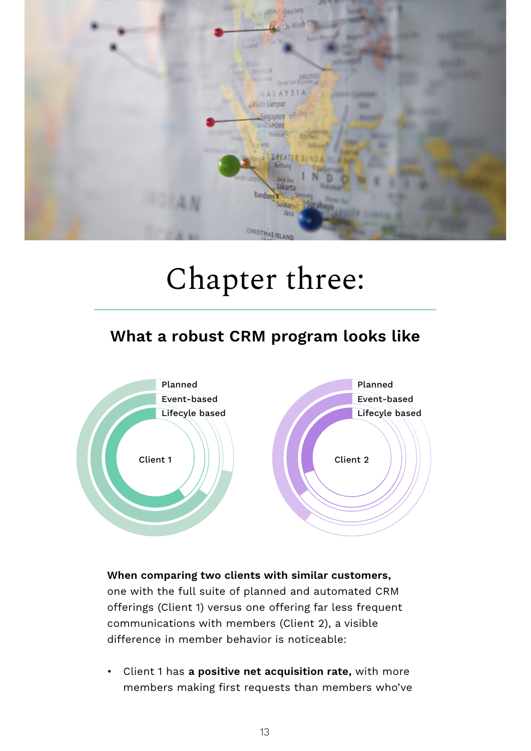# Chapter three:

## What a robust CRM program looks like

Planned
Event-based
Lifecyle based
Client 1

Planned
Event-based
Lifecyle based
Client 2

**When comparing two clients with similar customers,** one with the full suite of planned and automated CRM offerings (Client 1) versus one offering far less frequent communications with members (Client 2), a visible difference in member behavior is noticeable:

- Client 1 has **a positive net acquisition rate,** with more members making first requests than members who've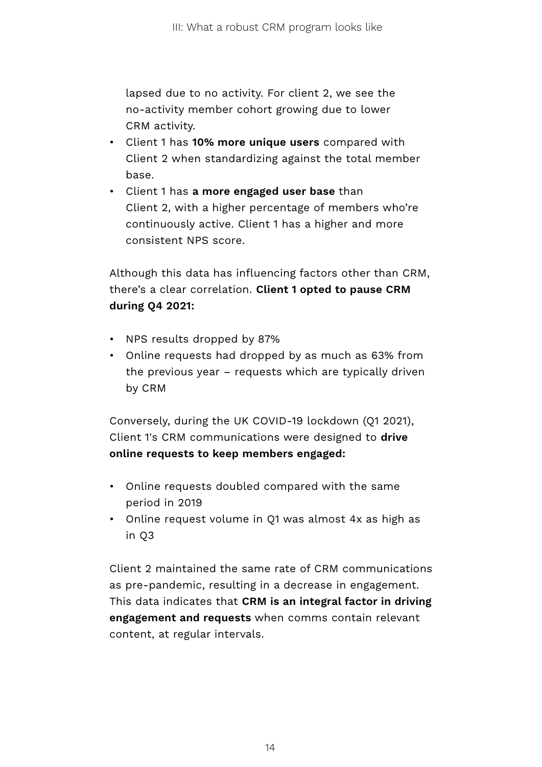lapsed due to no activity. For client 2, we see the no-activity member cohort growing due to lower CRM activity.
- Client 1 has **10% more unique users** compared with Client 2 when standardizing against the total member base.
- Client 1 has **a more engaged user base** than Client 2, with a higher percentage of members who're continuously active. Client 1 has a higher and more consistent NPS score.

Although this data has influencing factors other than CRM, there's a clear correlation. **Client 1 opted to pause CRM during Q4 2021:**

- NPS results dropped by 87%
- Online requests had dropped by as much as 63% from the previous year – requests which are typically driven by CRM

Conversely, during the UK COVID-19 lockdown (Q1 2021), Client 1's CRM communications were designed to **drive online requests to keep members engaged:**

- Online requests doubled compared with the same period in 2019
- Online request volume in Q1 was almost 4x as high as in Q3

Client 2 maintained the same rate of CRM communications as pre-pandemic, resulting in a decrease in engagement. This data indicates that **CRM is an integral factor in driving engagement and requests** when comms contain relevant content, at regular intervals.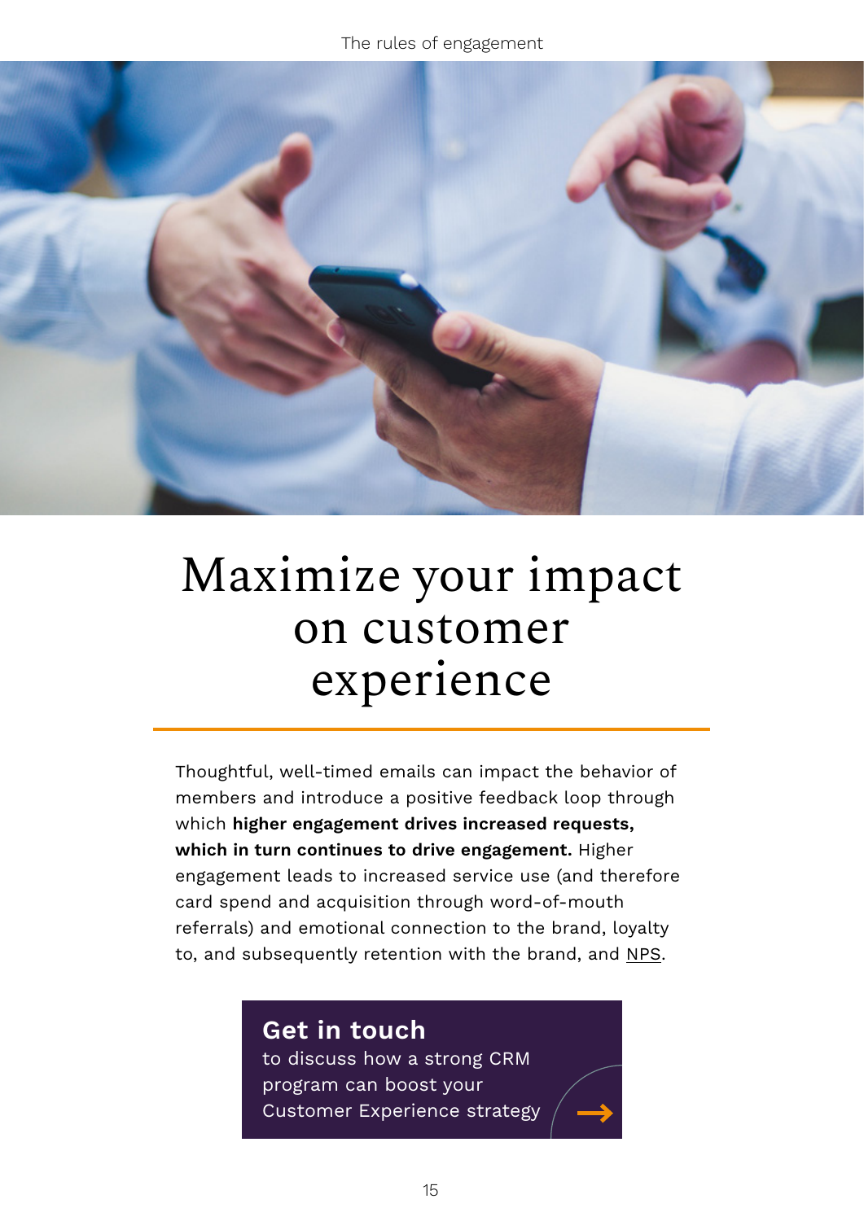# Maximize your impact on customer experience

Thoughtful, well-timed emails can impact the behavior of members and introduce a positive feedback loop through which **higher engagement drives increased requests, which in turn continues to drive engagement.** Higher engagement leads to increased service use (and therefore card spend and acquisition through word-of-mouth referrals) and emotional connection to the brand, loyalty to, and subsequently retention with the brand, and NPS.

**Get in touch**
to discuss how a strong CRM program can boost your Customer Experience strategy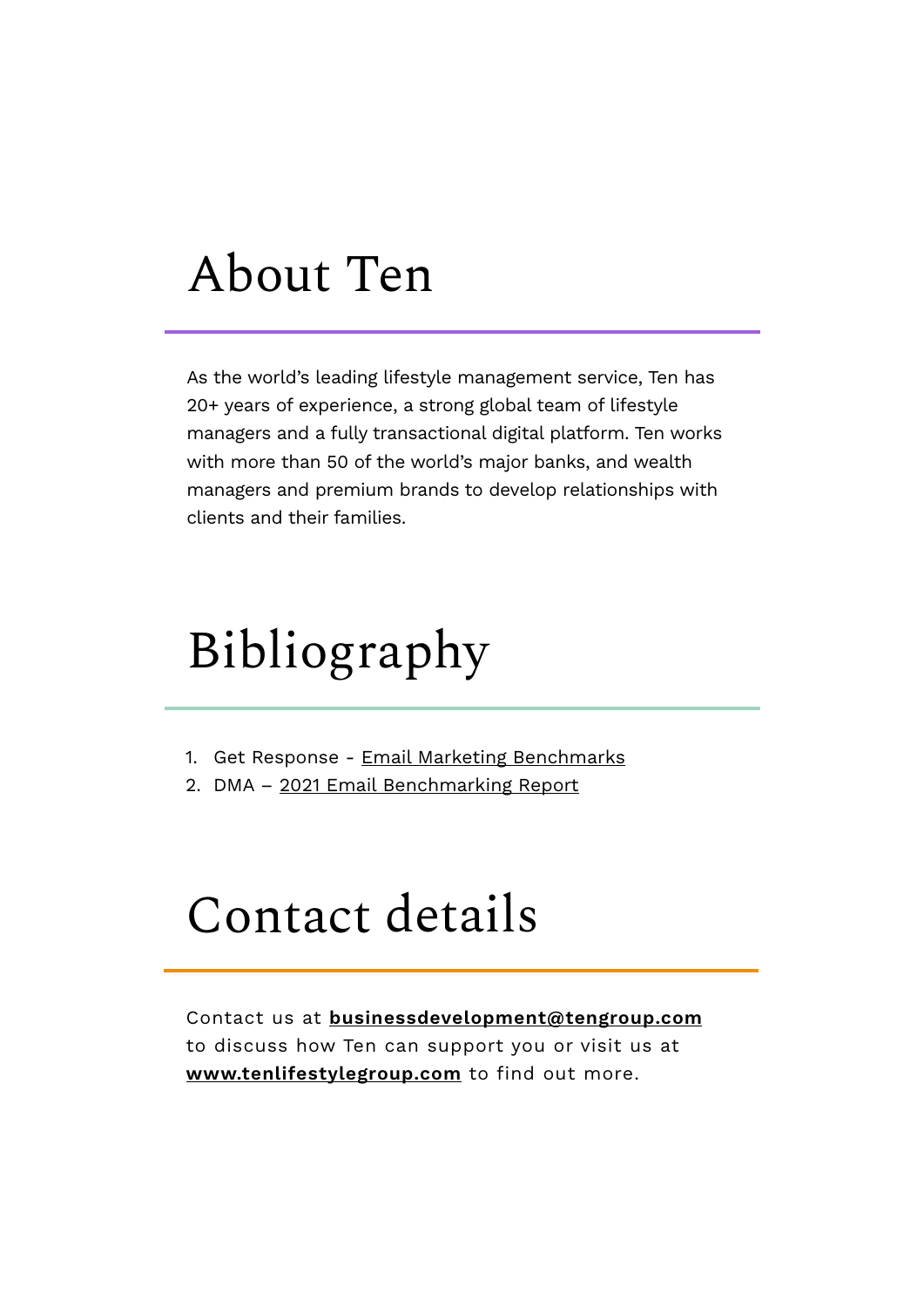# About Ten

As the world's leading lifestyle management service, Ten has 20+ years of experience, a strong global team of lifestyle managers and a fully transactional digital platform. Ten works with more than 50 of the world's major banks, and wealth managers and premium brands to develop relationships with clients and their families.

# Bibliography

1. Get Response - Email Marketing Benchmarks
2. DMA – 2021 Email Benchmarking Report

# Contact details

Contact us at **businessdevelopment@tengroup.com** to discuss how Ten can support you or visit us at **www.tenlifestylegroup.com** to find out more.